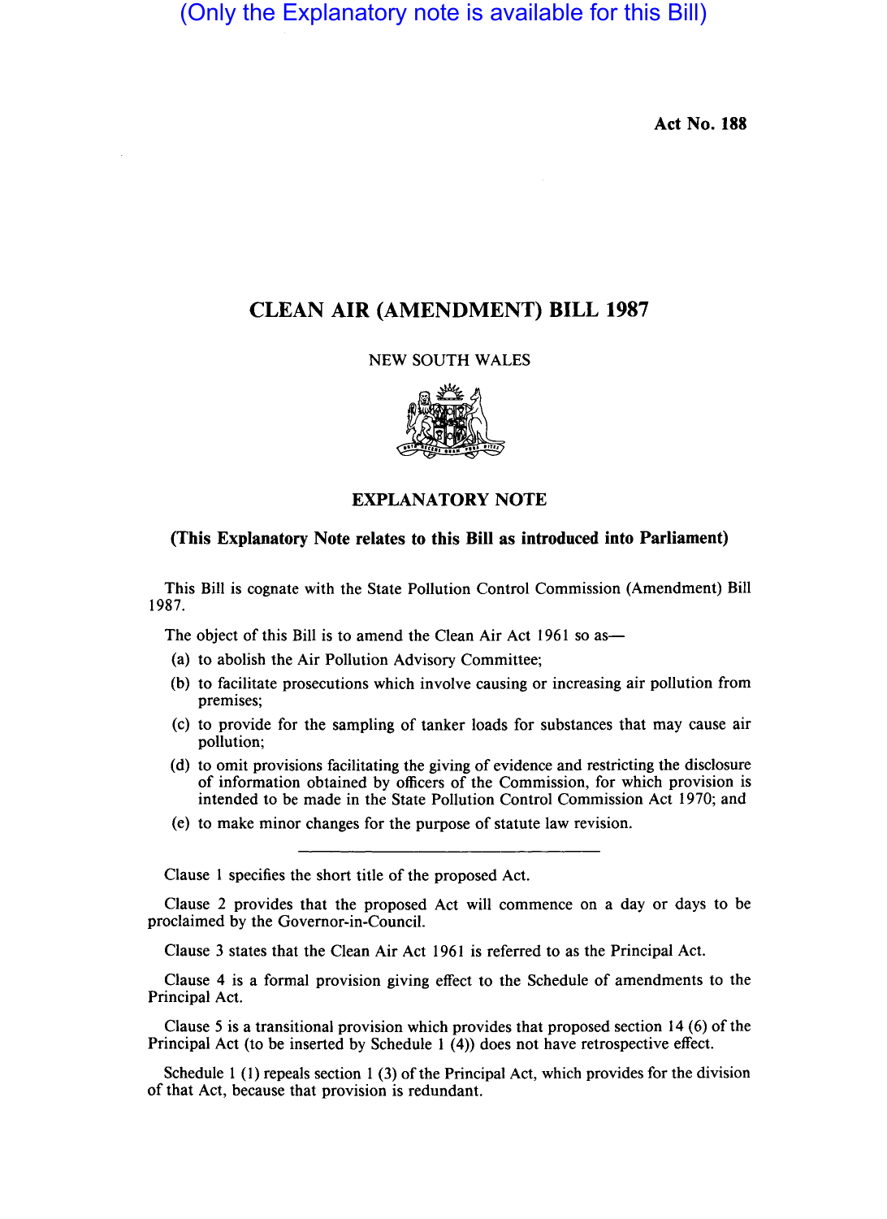(Only the Explanatory note is available for this Bill)

**Act No. 188**

# CLEAN AIR (AMENDMENT) BILL 1987

NEW SOUTH WALES

## EXPLANATORY NOTE

**(This Explanatory Note relates to this Bill as introduced into Parliament)**

This Bill is cognate with the State Pollution Control Commission (Amendment) Bill 1987.

The object of this Bill is to amend the Clean Air Act 1961 so as—

(a) to abolish the Air Pollution Advisory Committee;

(b) to facilitate prosecutions which involve causing or increasing air pollution from premises;

(c) to provide for the sampling of tanker loads for substances that may cause air pollution;

(d) to omit provisions facilitating the giving of evidence and restricting the disclosure of information obtained by officers of the Commission, for which provision is intended to be made in the State Pollution Control Commission Act 1970; and

(e) to make minor changes for the purpose of statute law revision.

---

Clause 1 specifies the short title of the proposed Act.

Clause 2 provides that the proposed Act will commence on a day or days to be proclaimed by the Governor-in-Council.

Clause 3 states that the Clean Air Act 1961 is referred to as the Principal Act.

Clause 4 is a formal provision giving effect to the Schedule of amendments to the Principal Act.

Clause 5 is a transitional provision which provides that proposed section 14 (6) of the Principal Act (to be inserted by Schedule 1 (4)) does not have retrospective effect.

Schedule 1 (1) repeals section 1 (3) of the Principal Act, which provides for the division of that Act, because that provision is redundant.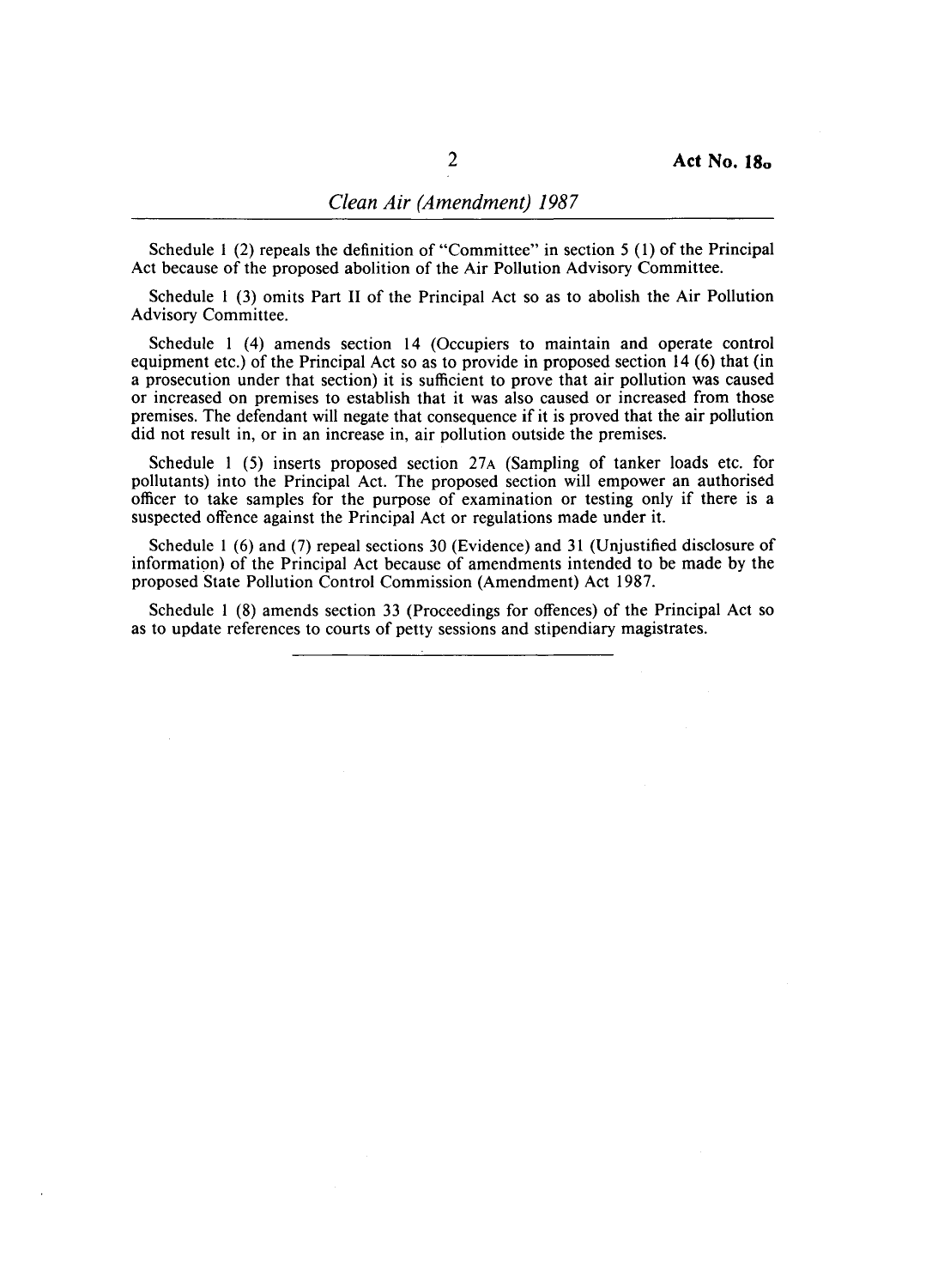Schedule 1 (2) repeals the definition of "Committee" in section 5 (1) of the Principal Act because of the proposed abolition of the Air Pollution Advisory Committee.

Schedule 1 (3) omits Part II of the Principal Act so as to abolish the Air Pollution Advisory Committee.

Schedule 1 (4) amends section 14 (Occupiers to maintain and operate control equipment etc.) of the Principal Act so as to provide in proposed section 14 (6) that (in a prosecution under that section) it is sufficient to prove that air pollution was caused or increased on premises to establish that it was also caused or increased from those premises. The defendant will negate that consequence if it is proved that the air pollution did not result in, or in an increase in, air pollution outside the premises.

Schedule 1 (5) inserts proposed section 27A (Sampling of tanker loads etc. for pollutants) into the Principal Act. The proposed section will empower an authorised officer to take samples for the purpose of examination or testing only if there is a suspected offence against the Principal Act or regulations made under it.

Schedule 1 (6) and (7) repeal sections 30 (Evidence) and 31 (Unjustified disclosure of information) of the Principal Act because of amendments intended to be made by the proposed State Pollution Control Commission (Amendment) Act 1987.

Schedule 1 (8) amends section 33 (Proceedings for offences) of the Principal Act so as to update references to courts of petty sessions and stipendiary magistrates.